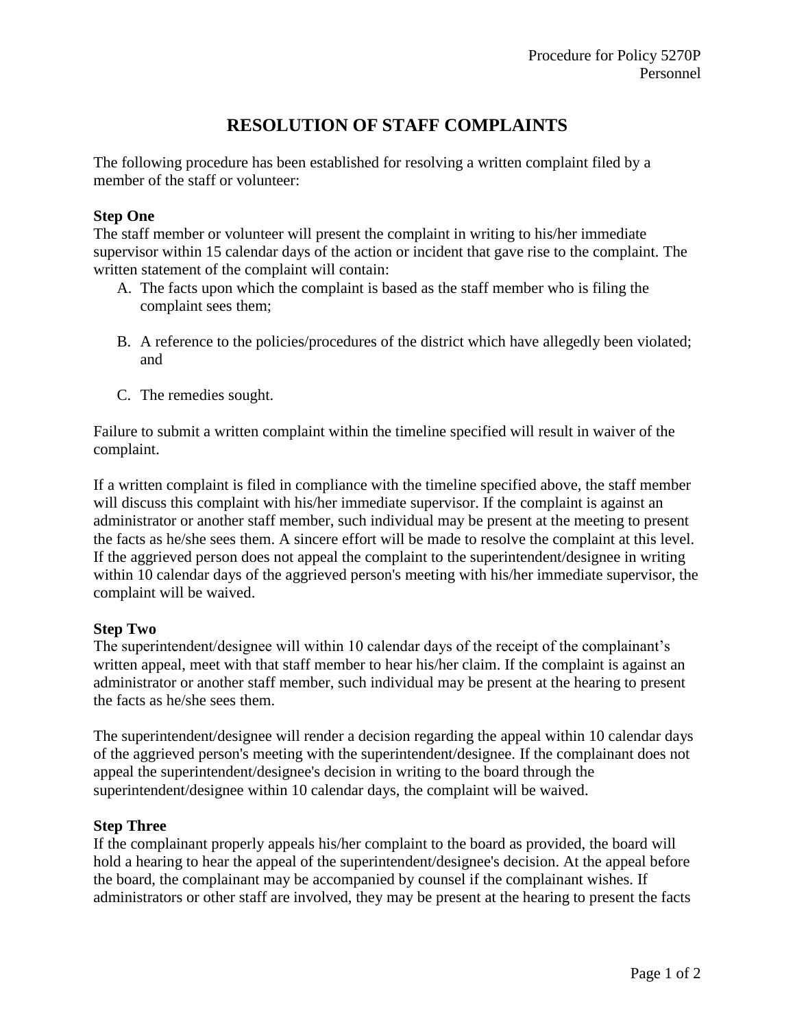Procedure for Policy 5270P
Personnel

# RESOLUTION OF STAFF COMPLAINTS

The following procedure has been established for resolving a written complaint filed by a member of the staff or volunteer:

**Step One**
The staff member or volunteer will present the complaint in writing to his/her immediate supervisor within 15 calendar days of the action or incident that gave rise to the complaint. The written statement of the complaint will contain:

A. The facts upon which the complaint is based as the staff member who is filing the complaint sees them;

B. A reference to the policies/procedures of the district which have allegedly been violated; and

C. The remedies sought.

Failure to submit a written complaint within the timeline specified will result in waiver of the complaint.

If a written complaint is filed in compliance with the timeline specified above, the staff member will discuss this complaint with his/her immediate supervisor. If the complaint is against an administrator or another staff member, such individual may be present at the meeting to present the facts as he/she sees them. A sincere effort will be made to resolve the complaint at this level. If the aggrieved person does not appeal the complaint to the superintendent/designee in writing within 10 calendar days of the aggrieved person's meeting with his/her immediate supervisor, the complaint will be waived.

**Step Two**
The superintendent/designee will within 10 calendar days of the receipt of the complainant's written appeal, meet with that staff member to hear his/her claim. If the complaint is against an administrator or another staff member, such individual may be present at the hearing to present the facts as he/she sees them.

The superintendent/designee will render a decision regarding the appeal within 10 calendar days of the aggrieved person's meeting with the superintendent/designee. If the complainant does not appeal the superintendent/designee's decision in writing to the board through the superintendent/designee within 10 calendar days, the complaint will be waived.

**Step Three**
If the complainant properly appeals his/her complaint to the board as provided, the board will hold a hearing to hear the appeal of the superintendent/designee's decision. At the appeal before the board, the complainant may be accompanied by counsel if the complainant wishes. If administrators or other staff are involved, they may be present at the hearing to present the facts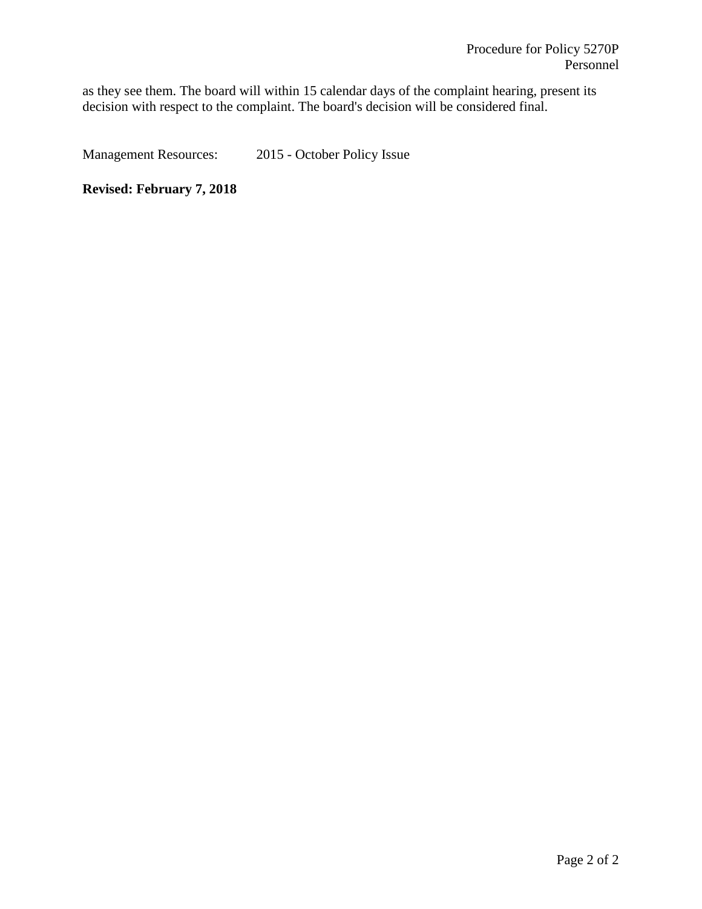as they see them. The board will within 15 calendar days of the complaint hearing, present its decision with respect to the complaint. The board's decision will be considered final.

Management Resources: 2015 - October Policy Issue

**Revised: February 7, 2018**